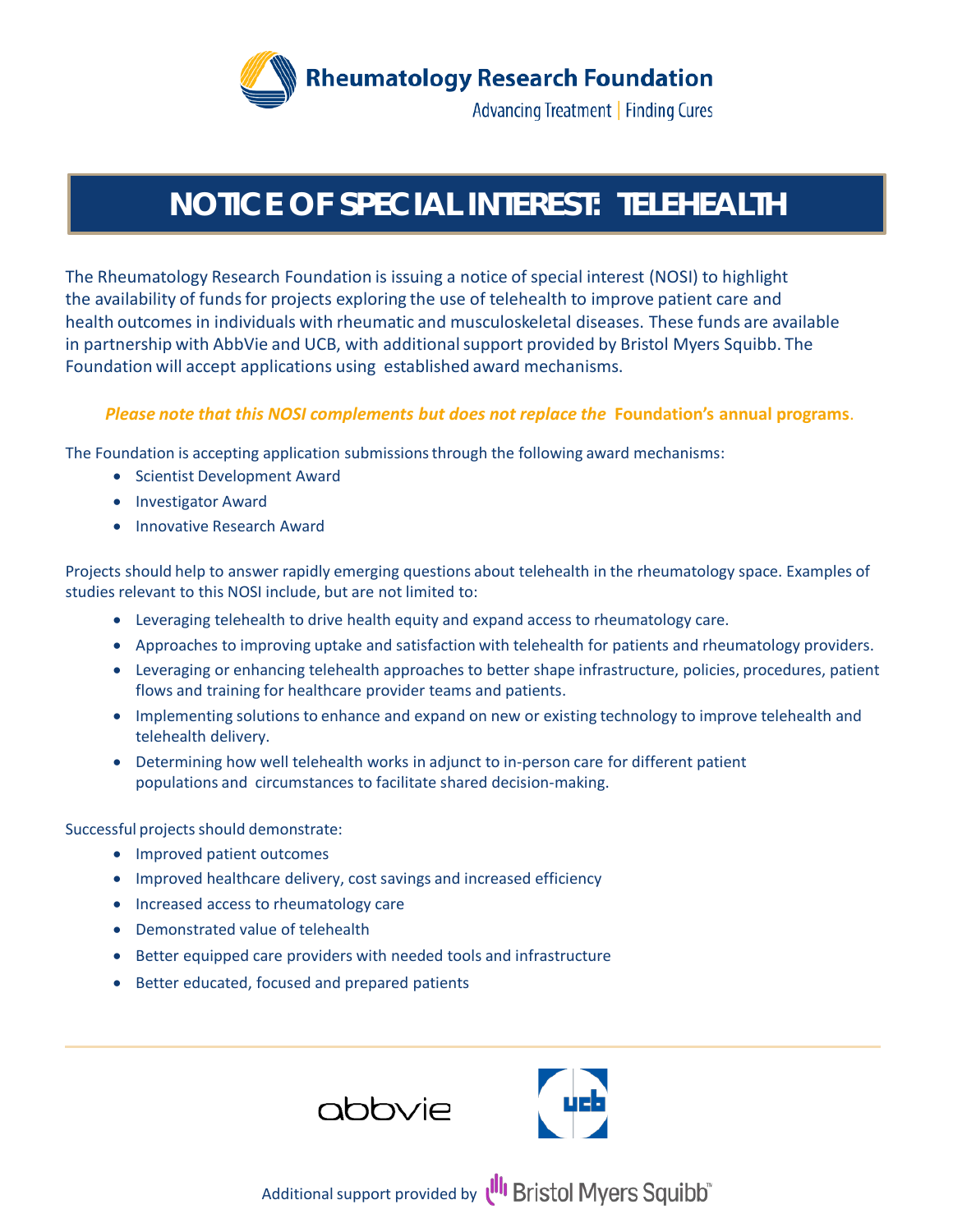**Rheumatology Research Foundation**

Advancing Treatment | Finding Cures

# NOTICE OF SPECIAL INTEREST: TELEHEALTH

The Rheumatology Research Foundation is issuing a notice of special interest (NOSI) to highlight the availability of funds for projects exploring the use of telehealth to improve patient care and health outcomes in individuals with rheumatic and musculoskeletal diseases. These funds are available in partnership with AbbVie and UCB, with additional support provided by Bristol Myers Squibb. The Foundation will accept applications using established award mechanisms.

***Please note that this NOSI complements but does not replace the* Foundation's annual programs.**

The Foundation is accepting application submissions through the following award mechanisms:

- Scientist Development Award
- Investigator Award
- Innovative Research Award

Projects should help to answer rapidly emerging questions about telehealth in the rheumatology space. Examples of studies relevant to this NOSI include, but are not limited to:

- Leveraging telehealth to drive health equity and expand access to rheumatology care.
- Approaches to improving uptake and satisfaction with telehealth for patients and rheumatology providers.
- Leveraging or enhancing telehealth approaches to better shape infrastructure, policies, procedures, patient flows and training for healthcare provider teams and patients.
- Implementing solutions to enhance and expand on new or existing technology to improve telehealth and telehealth delivery.
- Determining how well telehealth works in adjunct to in-person care for different patient populations and circumstances to facilitate shared decision-making.

Successful projects should demonstrate:

- Improved patient outcomes
- Improved healthcare delivery, cost savings and increased efficiency
- Increased access to rheumatology care
- Demonstrated value of telehealth
- Better equipped care providers with needed tools and infrastructure
- Better educated, focused and prepared patients

abbvie ucb

Additional support provided by Bristol Myers Squibb™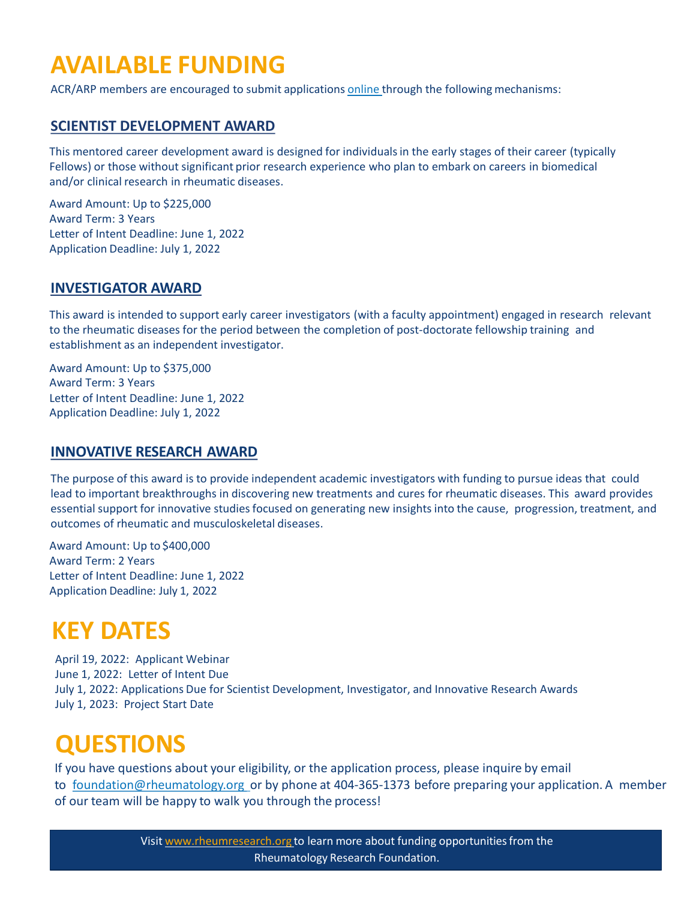# AVAILABLE FUNDING

ACR/ARP members are encouraged to submit applications online through the following mechanisms:

## SCIENTIST DEVELOPMENT AWARD

This mentored career development award is designed for individuals in the early stages of their career (typically Fellows) or those without significant prior research experience who plan to embark on careers in biomedical and/or clinical research in rheumatic diseases.

Award Amount: Up to $225,000
Award Term: 3 Years
Letter of Intent Deadline: June 1, 2022
Application Deadline: July 1, 2022

## INVESTIGATOR AWARD

This award is intended to support early career investigators (with a faculty appointment) engaged in research relevant to the rheumatic diseases for the period between the completion of post-doctorate fellowship training and establishment as an independent investigator.

Award Amount: Up to $375,000
Award Term: 3 Years
Letter of Intent Deadline: June 1, 2022
Application Deadline: July 1, 2022

## INNOVATIVE RESEARCH AWARD

The purpose of this award is to provide independent academic investigators with funding to pursue ideas that could lead to important breakthroughs in discovering new treatments and cures for rheumatic diseases. This award provides essential support for innovative studies focused on generating new insights into the cause, progression, treatment, and outcomes of rheumatic and musculoskeletal diseases.

Award Amount: Up to $400,000
Award Term: 2 Years
Letter of Intent Deadline: June 1, 2022
Application Deadline: July 1, 2022

# KEY DATES

April 19, 2022: Applicant Webinar
June 1, 2022: Letter of Intent Due
July 1, 2022: Applications Due for Scientist Development, Investigator, and Innovative Research Awards
July 1, 2023: Project Start Date

# QUESTIONS

If you have questions about your eligibility, or the application process, please inquire by email to foundation@rheumatology.org or by phone at 404-365-1373 before preparing your application. A member of our team will be happy to walk you through the process!

Visit www.rheumresearch.org to learn more about funding opportunities from the Rheumatology Research Foundation.